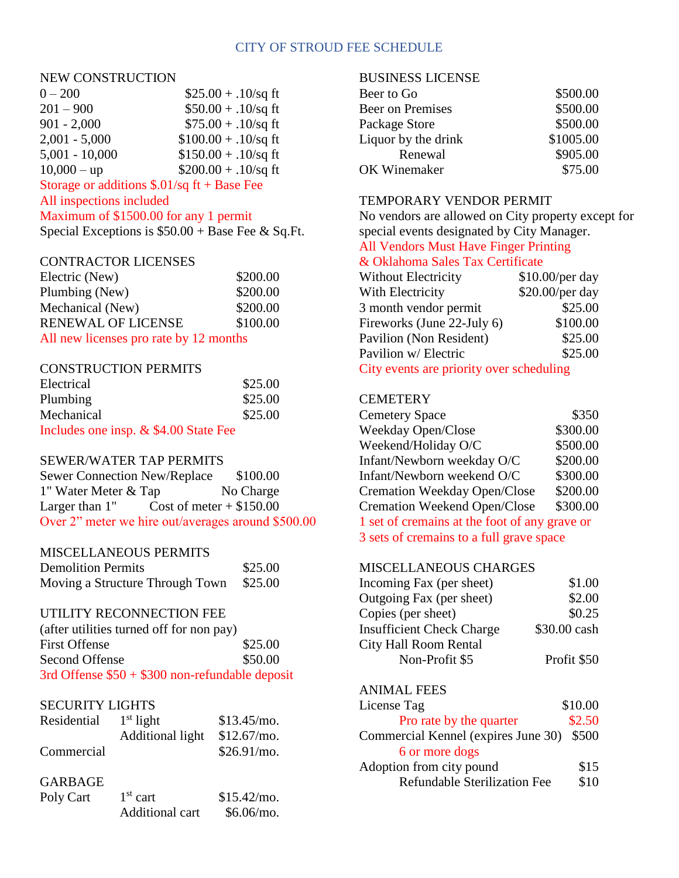# CITY OF STROUD FEE SCHEDULE

## NEW CONSTRUCTION

| | |
|---|---|
| 0 – 200 | $25.00 + .10/sq ft |
| 201 – 900 | $50.00 + .10/sq ft |
| 901 - 2,000 | $75.00 + .10/sq ft |
| 2,001 - 5,000 | $100.00 + .10/sq ft |
| 5,001 - 10,000 | $150.00 + .10/sq ft |
| 10,000 – up | $200.00 + .10/sq ft |

Storage or additions $.01/sq ft + Base Fee
All inspections included
Maximum of $1500.00 for any 1 permit
Special Exceptions is $50.00 + Base Fee & Sq.Ft.

## CONTRACTOR LICENSES

| | |
|---|---|
| Electric (New) | $200.00 |
| Plumbing (New) | $200.00 |
| Mechanical (New) | $200.00 |
| RENEWAL OF LICENSE | $100.00 |

All new licenses pro rate by 12 months

## CONSTRUCTION PERMITS

| | |
|---|---|
| Electrical | $25.00 |
| Plumbing | $25.00 |
| Mechanical | $25.00 |

Includes one insp. & $4.00 State Fee

## SEWER/WATER TAP PERMITS

| | |
|---|---|
| Sewer Connection New/Replace | $100.00 |
| 1" Water Meter & Tap | No Charge |
| Larger than 1" | Cost of meter + $150.00 |

Over 2" meter we hire out/averages around $500.00

## MISCELLANEOUS PERMITS

| | |
|---|---|
| Demolition Permits | $25.00 |
| Moving a Structure Through Town | $25.00 |

## UTILITY RECONNECTION FEE

(after utilities turned off for non pay)

| | |
|---|---|
| First Offense | $25.00 |
| Second Offense | $50.00 |

3rd Offense $50 + $300 non-refundable deposit

## SECURITY LIGHTS

| | | |
|---|---|---|
| Residential | 1st light | $13.45/mo. |
| | Additional light | $12.67/mo. |
| Commercial | | $26.91/mo. |

## GARBAGE

| | | |
|---|---|---|
| Poly Cart | 1st cart | $15.42/mo. |
| | Additional cart | $6.06/mo. |

## BUSINESS LICENSE

| | |
|---|---|
| Beer to Go | $500.00 |
| Beer on Premises | $500.00 |
| Package Store | $500.00 |
| Liquor by the drink | $1005.00 |
| Renewal | $905.00 |
| OK Winemaker | $75.00 |

## TEMPORARY VENDOR PERMIT

No vendors are allowed on City property except for special events designated by City Manager.
All Vendors Must Have Finger Printing & Oklahoma Sales Tax Certificate

| | |
|---|---|
| Without Electricity | $10.00/per day |
| With Electricity | $20.00/per day |
| 3 month vendor permit | $25.00 |
| Fireworks (June 22-July 6) | $100.00 |
| Pavilion (Non Resident) | $25.00 |
| Pavilion w/ Electric | $25.00 |

City events are priority over scheduling

## CEMETERY

| | |
|---|---|
| Cemetery Space | $350 |
| Weekday Open/Close | $300.00 |
| Weekend/Holiday O/C | $500.00 |
| Infant/Newborn weekday O/C | $200.00 |
| Infant/Newborn weekend O/C | $300.00 |
| Cremation Weekday Open/Close | $200.00 |
| Cremation Weekend Open/Close | $300.00 |

1 set of cremains at the foot of any grave or 3 sets of cremains to a full grave space

## MISCELLANEOUS CHARGES

| | |
|---|---|
| Incoming Fax (per sheet) | $1.00 |
| Outgoing Fax (per sheet) | $2.00 |
| Copies (per sheet) | $0.25 |
| Insufficient Check Charge | $30.00 cash |
| City Hall Room Rental | |
| Non-Profit $5 | Profit $50 |

## ANIMAL FEES

| | |
|---|---|
| License Tag | $10.00 |
| Pro rate by the quarter | $2.50 |
| Commercial Kennel (expires June 30) | $500 |
| 6 or more dogs | |
| Adoption from city pound | $15 |
| Refundable Sterilization Fee | $10 |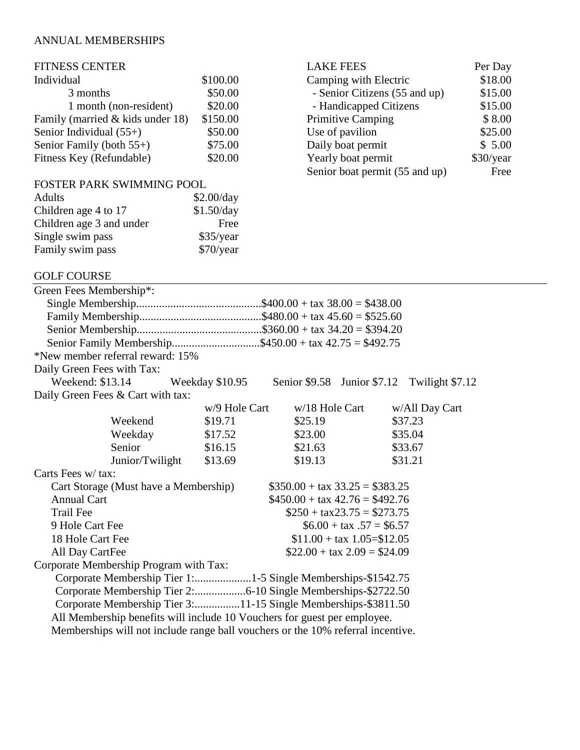ANNUAL MEMBERSHIPS

| FITNESS CENTER | |
|---|---|
| Individual | $100.00 |
| 3 months | $50.00 |
| 1 month (non-resident) | $20.00 |
| Family (married & kids under 18) | $150.00 |
| Senior Individual (55+) | $50.00 |
| Senior Family (both 55+) | $75.00 |
| Fitness Key (Refundable) | $20.00 |

| LAKE FEES | Per Day |
|---|---|
| Camping with Electric | $18.00 |
| - Senior Citizens (55 and up) | $15.00 |
| - Handicapped Citizens | $15.00 |
| Primitive Camping | $ 8.00 |
| Use of pavilion | $25.00 |
| Daily boat permit | $ 5.00 |
| Yearly boat permit | $30/year |
| Senior boat permit (55 and up) | Free |

| FOSTER PARK SWIMMING POOL | |
|---|---|
| Adults | $2.00/day |
| Children age 4 to 17 | $1.50/day |
| Children age 3 and under | Free |
| Single swim pass | $35/year |
| Family swim pass | $70/year |

GOLF COURSE

Green Fees Membership*:

- Single Membership............................................$400.00 + tax 38.00 = $438.00
- Family Membership...........................................$480.00 + tax 45.60 = $525.60
- Senior Membership............................................$360.00 + tax 34.20 = $394.20
- Senior Family Membership...............................$450.00 + tax 42.75 = $492.75

*New member referral reward: 15%

Daily Green Fees with Tax:

Weekend: $13.14 Weekday $10.95 Senior $9.58 Junior $7.12 Twilight $7.12

Daily Green Fees & Cart with tax:

| | w/9 Hole Cart | w/18 Hole Cart | w/All Day Cart |
|---|---|---|---|
| Weekend | $19.71 | $25.19 | $37.23 |
| Weekday | $17.52 | $23.00 | $35.04 |
| Senior | $16.15 | $21.63 | $33.67 |
| Junior/Twilight | $13.69 | $19.13 | $31.21 |

Carts Fees w/ tax:

| | |
|---|---|
| Cart Storage (Must have a Membership) | $350.00 + tax 33.25 = $383.25 |
| Annual Cart | $450.00 + tax 42.76 = $492.76 |
| Trail Fee | $250 + tax23.75 = $273.75 |
| 9 Hole Cart Fee | $6.00 + tax .57 = $6.57 |
| 18 Hole Cart Fee | $11.00 + tax 1.05=$12.05 |
| All Day CartFee | $22.00 + tax 2.09 = $24.09 |

Corporate Membership Program with Tax:

- Corporate Membership Tier 1:....................1-5 Single Memberships-$1542.75
- Corporate Membership Tier 2:..................6-10 Single Memberships-$2722.50
- Corporate Membership Tier 3:................11-15 Single Memberships-$3811.50

All Membership benefits will include 10 Vouchers for guest per employee.

Memberships will not include range ball vouchers or the 10% referral incentive.